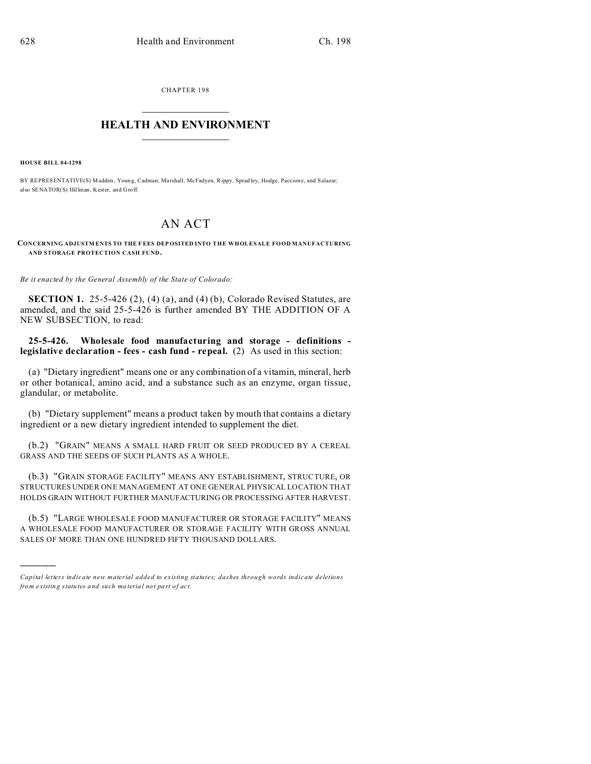CHAPTER 198

# HEALTH AND ENVIRONMENT

**HOUSE BILL 04-1298**

BY REPRESENTATIVE(S) Madden, Young, Cadman, Marshall, McFadyen, Rippy, Spradley, Hodge, Paccione, and Salazar; also SENATOR(S) Hillman, Kester, and Groff.

# AN ACT

**CONCERNING ADJUSTMENTS TO THE FEES DEPOSITED INTO THE WHOLESALE FOOD MANUFACTURING AND STORAGE PROTECTION CASH FUND.**

*Be it enacted by the General Assembly of the State of Colorado:*

**SECTION 1.** 25-5-426 (2), (4) (a), and (4) (b), Colorado Revised Statutes, are amended, and the said 25-5-426 is further amended BY THE ADDITION OF A NEW SUBSECTION, to read:

**25-5-426. Wholesale food manufacturing and storage - definitions - legislative declaration - fees - cash fund - repeal.** (2) As used in this section:

(a) "Dietary ingredient" means one or any combination of a vitamin, mineral, herb or other botanical, amino acid, and a substance such as an enzyme, organ tissue, glandular, or metabolite.

(b) "Dietary supplement" means a product taken by mouth that contains a dietary ingredient or a new dietary ingredient intended to supplement the diet.

(b.2) "GRAIN" MEANS A SMALL HARD FRUIT OR SEED PRODUCED BY A CEREAL GRASS AND THE SEEDS OF SUCH PLANTS AS A WHOLE.

(b.3) "GRAIN STORAGE FACILITY" MEANS ANY ESTABLISHMENT, STRUCTURE, OR STRUCTURES UNDER ONE MANAGEMENT AT ONE GENERAL PHYSICAL LOCATION THAT HOLDS GRAIN WITHOUT FURTHER MANUFACTURING OR PROCESSING AFTER HARVEST.

(b.5) "LARGE WHOLESALE FOOD MANUFACTURER OR STORAGE FACILITY" MEANS A WHOLESALE FOOD MANUFACTURER OR STORAGE FACILITY WITH GROSS ANNUAL SALES OF MORE THAN ONE HUNDRED FIFTY THOUSAND DOLLARS.

---

*Capital letters indicate new material added to existing statutes; dashes through words indicate deletions from existing statutes and such material not part of act.*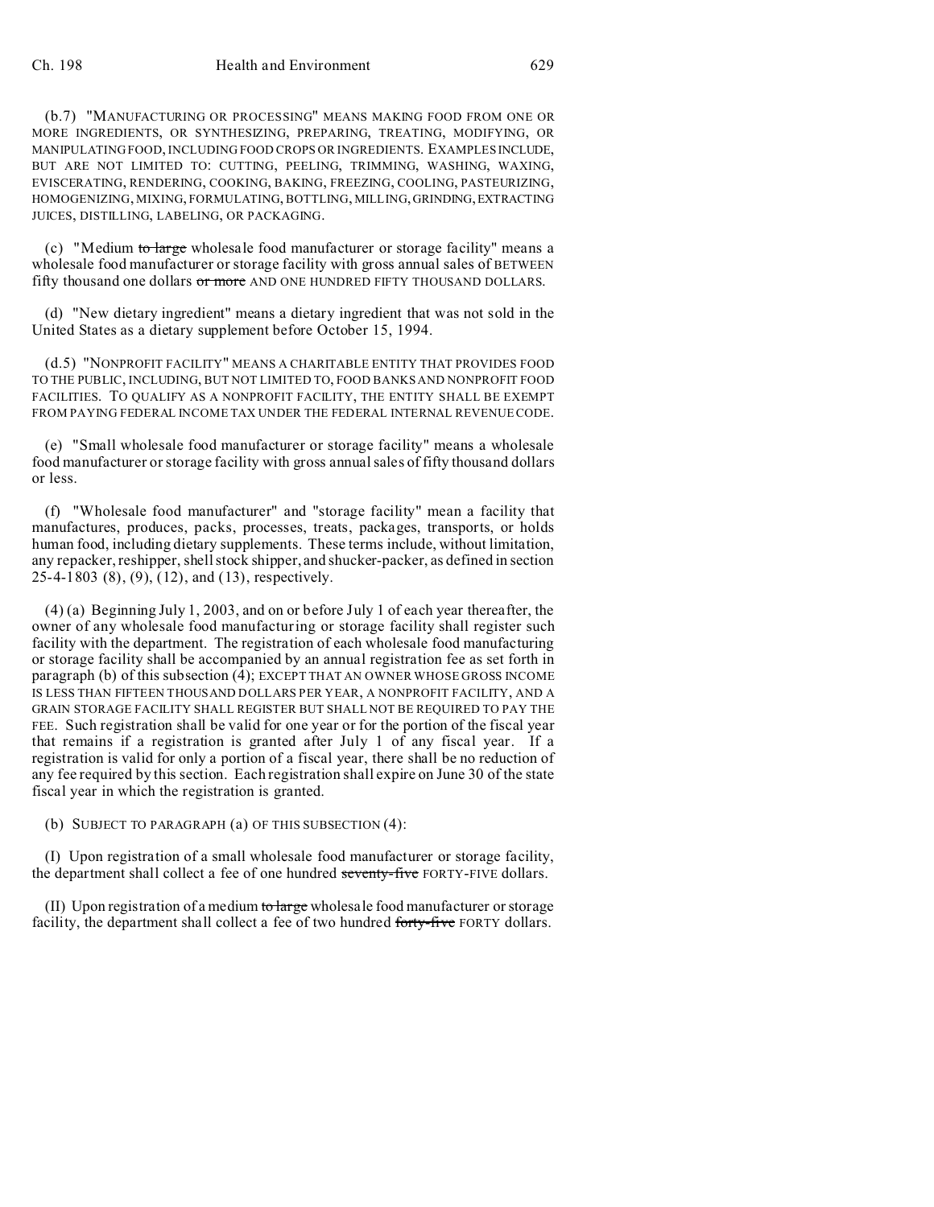(b.7) "MANUFACTURING OR PROCESSING" MEANS MAKING FOOD FROM ONE OR MORE INGREDIENTS, OR SYNTHESIZING, PREPARING, TREATING, MODIFYING, OR MANIPULATING FOOD, INCLUDING FOOD CROPS OR INGREDIENTS. EXAMPLES INCLUDE, BUT ARE NOT LIMITED TO: CUTTING, PEELING, TRIMMING, WASHING, WAXING, EVISCERATING, RENDERING, COOKING, BAKING, FREEZING, COOLING, PASTEURIZING, HOMOGENIZING, MIXING, FORMULATING, BOTTLING, MILLING, GRINDING, EXTRACTING JUICES, DISTILLING, LABELING, OR PACKAGING.

(c) "Medium ~~to large~~ wholesale food manufacturer or storage facility" means a wholesale food manufacturer or storage facility with gross annual sales of BETWEEN fifty thousand one dollars ~~or more~~ AND ONE HUNDRED FIFTY THOUSAND DOLLARS.

(d) "New dietary ingredient" means a dietary ingredient that was not sold in the United States as a dietary supplement before October 15, 1994.

(d.5) "NONPROFIT FACILITY" MEANS A CHARITABLE ENTITY THAT PROVIDES FOOD TO THE PUBLIC, INCLUDING, BUT NOT LIMITED TO, FOOD BANKS AND NONPROFIT FOOD FACILITIES. TO QUALIFY AS A NONPROFIT FACILITY, THE ENTITY SHALL BE EXEMPT FROM PAYING FEDERAL INCOME TAX UNDER THE FEDERAL INTERNAL REVENUE CODE.

(e) "Small wholesale food manufacturer or storage facility" means a wholesale food manufacturer or storage facility with gross annual sales of fifty thousand dollars or less.

(f) "Wholesale food manufacturer" and "storage facility" mean a facility that manufactures, produces, packs, processes, treats, packages, transports, or holds human food, including dietary supplements. These terms include, without limitation, any repacker, reshipper, shell stock shipper, and shucker-packer, as defined in section 25-4-1803 (8), (9), (12), and (13), respectively.

(4) (a) Beginning July 1, 2003, and on or before July 1 of each year thereafter, the owner of any wholesale food manufacturing or storage facility shall register such facility with the department. The registration of each wholesale food manufacturing or storage facility shall be accompanied by an annual registration fee as set forth in paragraph (b) of this subsection (4); EXCEPT THAT AN OWNER WHOSE GROSS INCOME IS LESS THAN FIFTEEN THOUSAND DOLLARS PER YEAR, A NONPROFIT FACILITY, AND A GRAIN STORAGE FACILITY SHALL REGISTER BUT SHALL NOT BE REQUIRED TO PAY THE FEE. Such registration shall be valid for one year or for the portion of the fiscal year that remains if a registration is granted after July 1 of any fiscal year. If a registration is valid for only a portion of a fiscal year, there shall be no reduction of any fee required by this section. Each registration shall expire on June 30 of the state fiscal year in which the registration is granted.

(b) SUBJECT TO PARAGRAPH (a) OF THIS SUBSECTION (4):

(I) Upon registration of a small wholesale food manufacturer or storage facility, the department shall collect a fee of one hundred ~~seventy-five~~ FORTY-FIVE dollars.

(II) Upon registration of a medium ~~to large~~ wholesale food manufacturer or storage facility, the department shall collect a fee of two hundred ~~forty-five~~ FORTY dollars.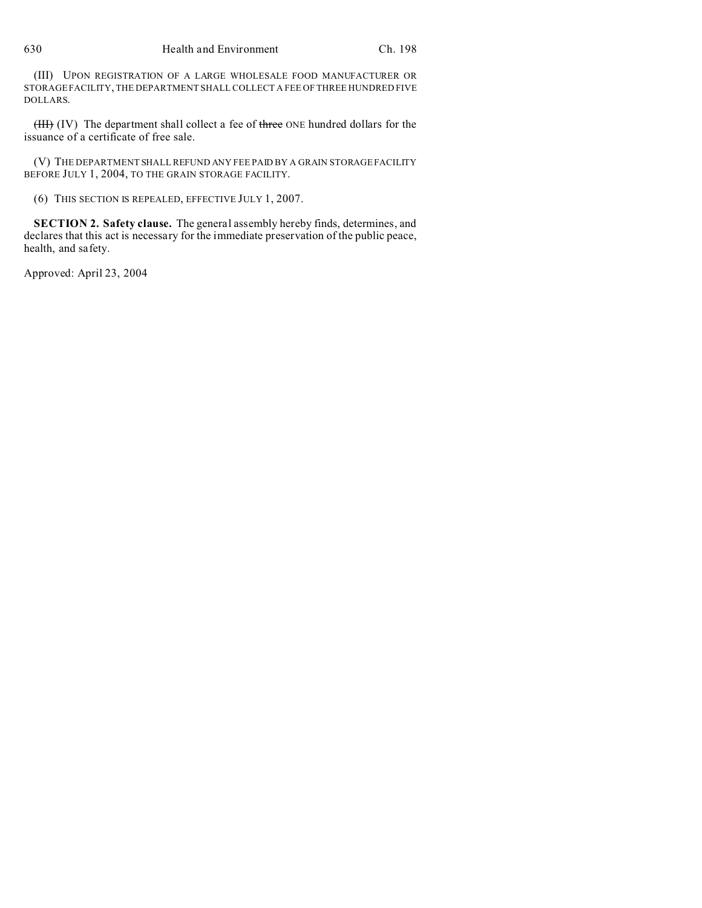(III) UPON REGISTRATION OF A LARGE WHOLESALE FOOD MANUFACTURER OR STORAGE FACILITY, THE DEPARTMENT SHALL COLLECT A FEE OF THREE HUNDRED FIVE DOLLARS.

~~(III)~~ (IV) The department shall collect a fee of ~~three~~ ONE hundred dollars for the issuance of a certificate of free sale.

(V) THE DEPARTMENT SHALL REFUND ANY FEE PAID BY A GRAIN STORAGE FACILITY BEFORE JULY 1, 2004, TO THE GRAIN STORAGE FACILITY.

(6) THIS SECTION IS REPEALED, EFFECTIVE JULY 1, 2007.

**SECTION 2. Safety clause.** The general assembly hereby finds, determines, and declares that this act is necessary for the immediate preservation of the public peace, health, and safety.

Approved: April 23, 2004